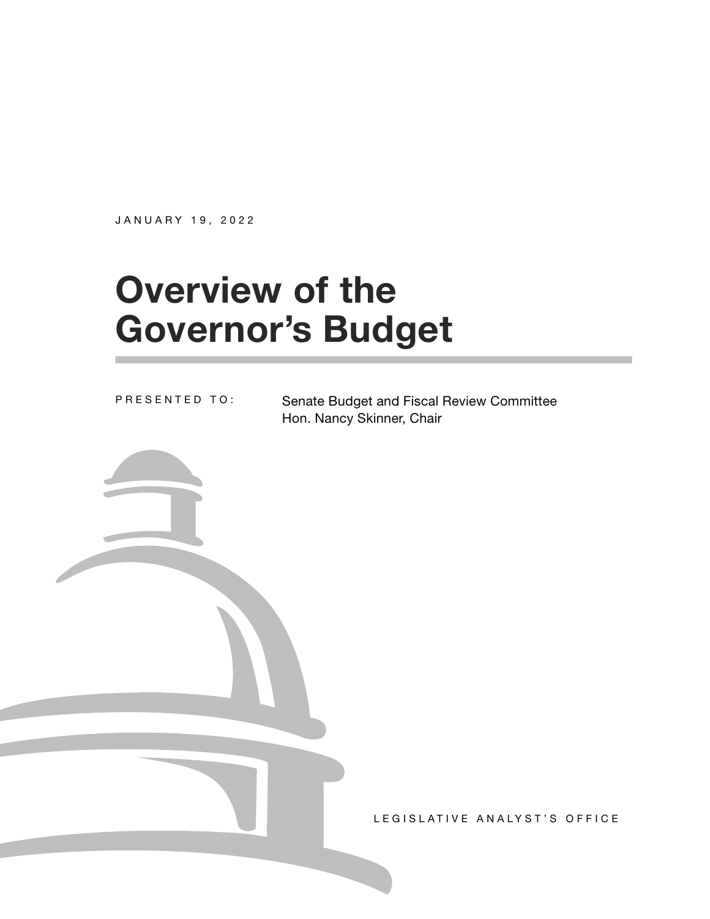JANUARY 19, 2022

# Overview of the Governor's Budget

PRESENTED TO:

Senate Budget and Fiscal Review Committee
Hon. Nancy Skinner, Chair

LEGISLATIVE ANALYST'S OFFICE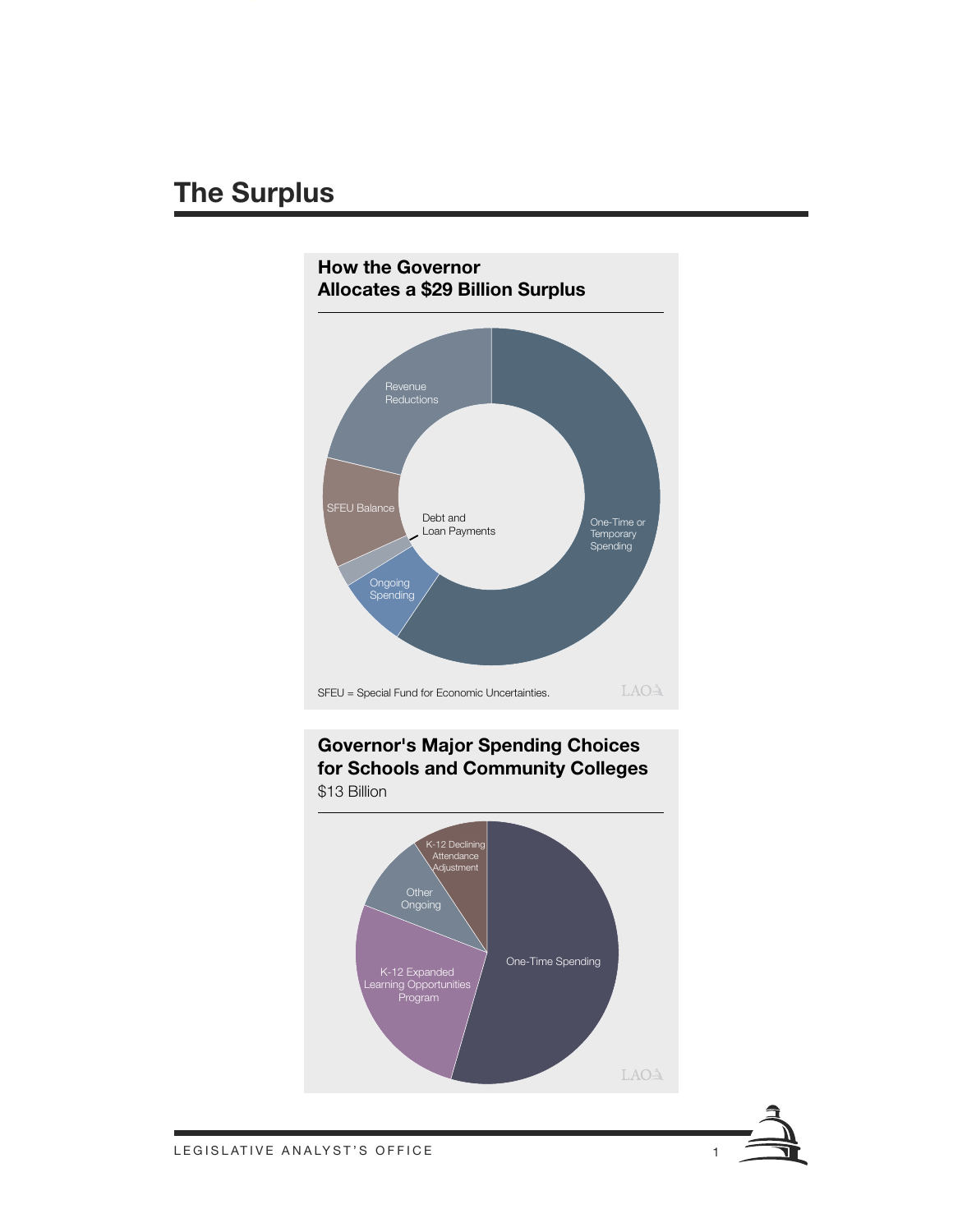# The Surplus

**How the Governor Allocates a $29 Billion Surplus**

Revenue Reductions

SFEU Balance

Debt and Loan Payments

Ongoing Spending

One-Time or Temporary Spending

SFEU = Special Fund for Economic Uncertainties.

**Governor's Major Spending Choices for Schools and Community Colleges**

$13 Billion

K-12 Declining Attendance Adjustment

Other Ongoing

K-12 Expanded Learning Opportunities Program

One-Time Spending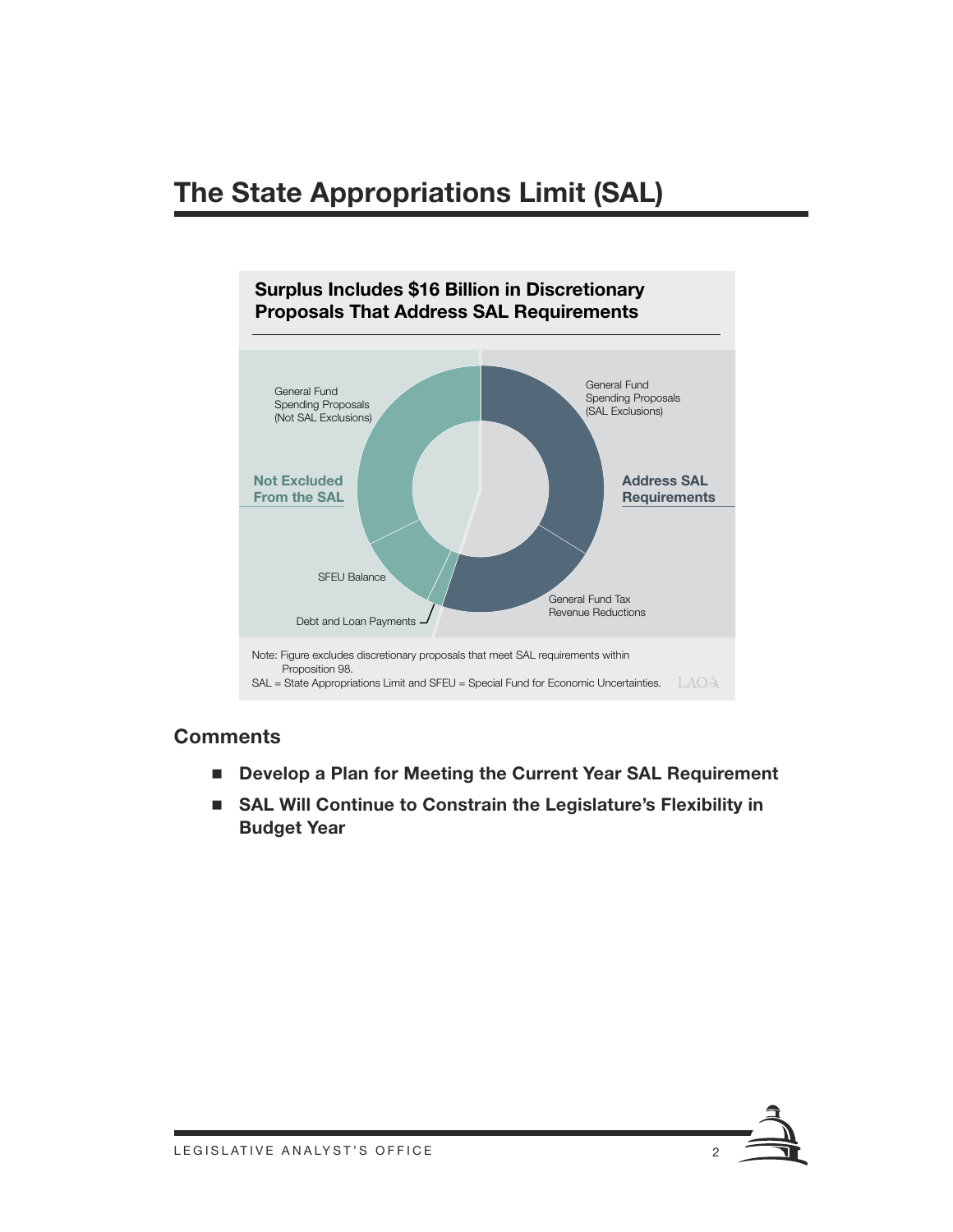# The State Appropriations Limit (SAL)

**Surplus Includes $16 Billion in Discretionary Proposals That Address SAL Requirements**

Not Excluded From the SAL

General Fund Spending Proposals (Not SAL Exclusions)

SFEU Balance

Debt and Loan Payments

Address SAL Requirements

General Fund Spending Proposals (SAL Exclusions)

General Fund Tax Revenue Reductions

Note: Figure excludes discretionary proposals that meet SAL requirements within Proposition 98.

SAL = State Appropriations Limit and SFEU = Special Fund for Economic Uncertainties.

## Comments

- **Develop a Plan for Meeting the Current Year SAL Requirement**
- **SAL Will Continue to Constrain the Legislature's Flexibility in Budget Year**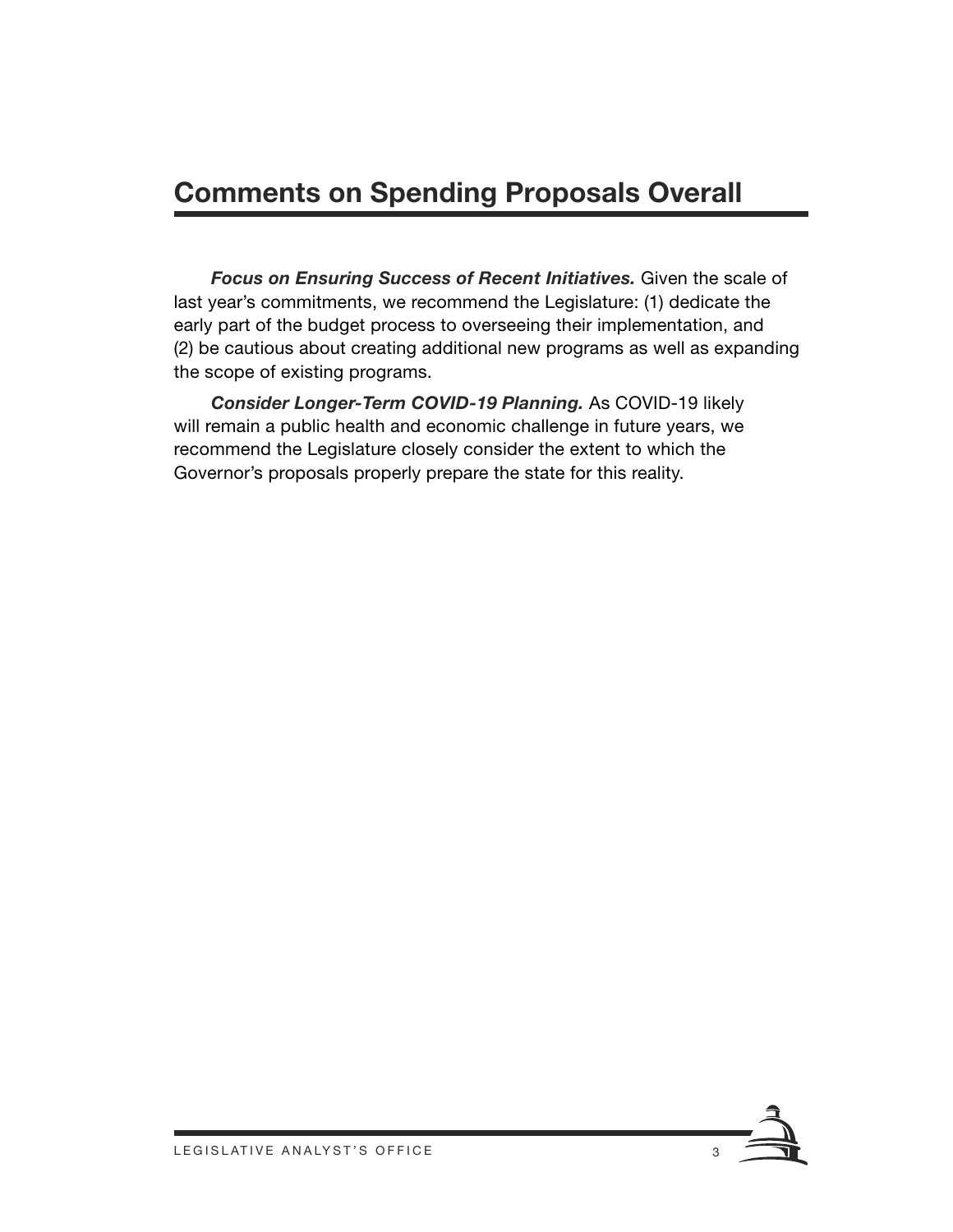## Comments on Spending Proposals Overall

***Focus on Ensuring Success of Recent Initiatives.*** Given the scale of last year's commitments, we recommend the Legislature: (1) dedicate the early part of the budget process to overseeing their implementation, and (2) be cautious about creating additional new programs as well as expanding the scope of existing programs.

***Consider Longer-Term COVID-19 Planning.*** As COVID-19 likely will remain a public health and economic challenge in future years, we recommend the Legislature closely consider the extent to which the Governor's proposals properly prepare the state for this reality.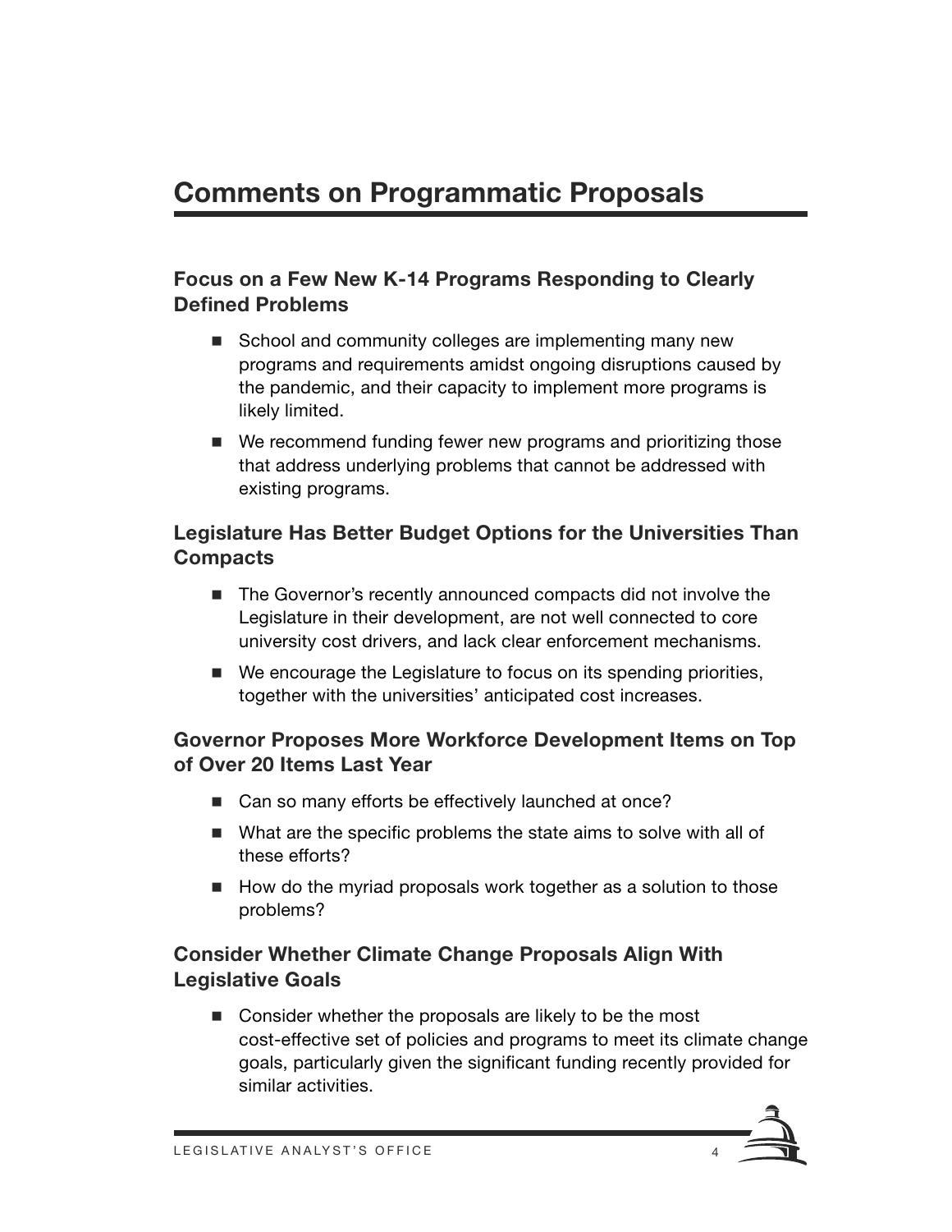# Comments on Programmatic Proposals

### Focus on a Few New K-14 Programs Responding to Clearly Defined Problems

- School and community colleges are implementing many new programs and requirements amidst ongoing disruptions caused by the pandemic, and their capacity to implement more programs is likely limited.
- We recommend funding fewer new programs and prioritizing those that address underlying problems that cannot be addressed with existing programs.

### Legislature Has Better Budget Options for the Universities Than Compacts

- The Governor's recently announced compacts did not involve the Legislature in their development, are not well connected to core university cost drivers, and lack clear enforcement mechanisms.
- We encourage the Legislature to focus on its spending priorities, together with the universities' anticipated cost increases.

### Governor Proposes More Workforce Development Items on Top of Over 20 Items Last Year

- Can so many efforts be effectively launched at once?
- What are the specific problems the state aims to solve with all of these efforts?
- How do the myriad proposals work together as a solution to those problems?

### Consider Whether Climate Change Proposals Align With Legislative Goals

- Consider whether the proposals are likely to be the most cost-effective set of policies and programs to meet its climate change goals, particularly given the significant funding recently provided for similar activities.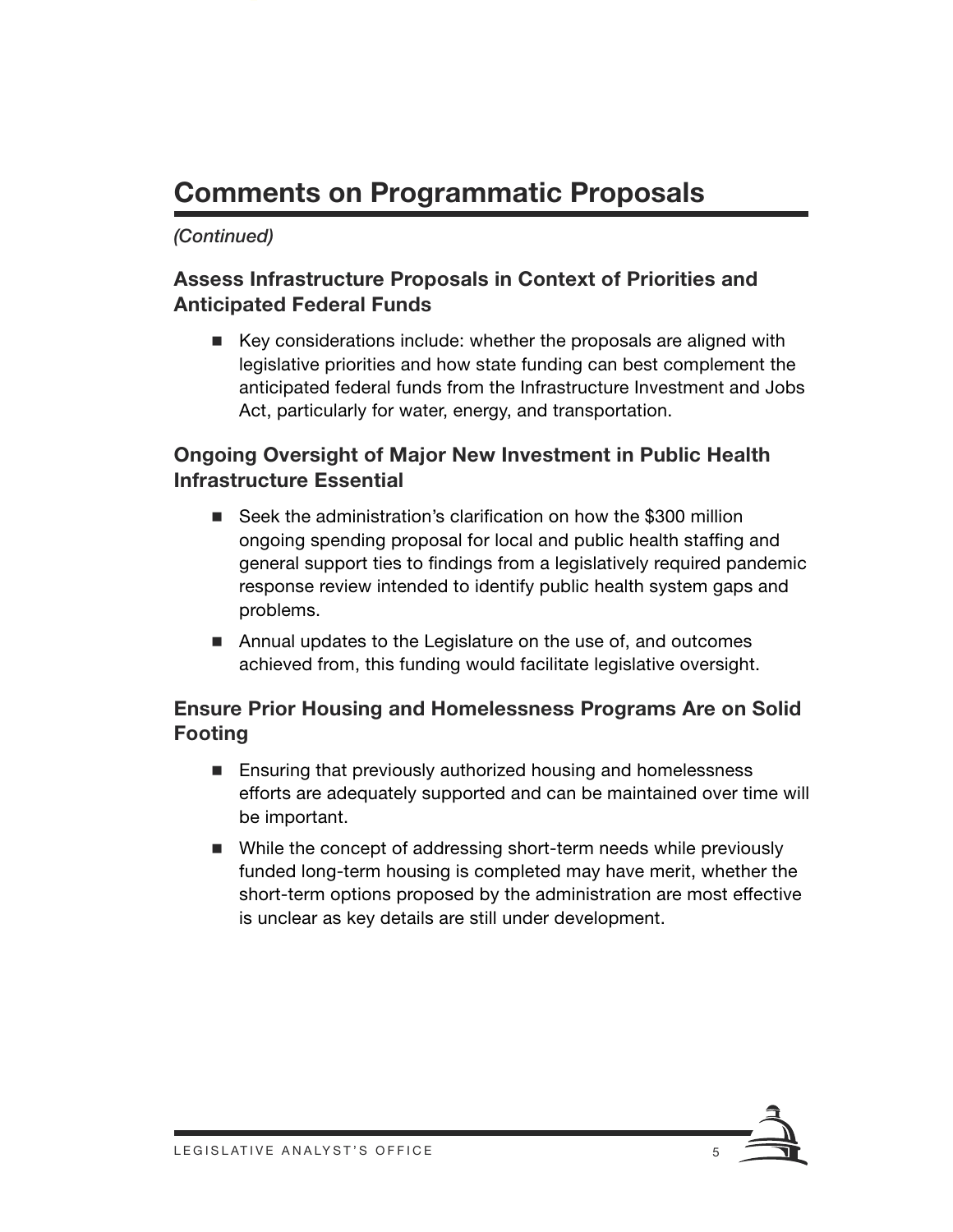## Comments on Programmatic Proposals

*(Continued)*

### Assess Infrastructure Proposals in Context of Priorities and Anticipated Federal Funds

- Key considerations include: whether the proposals are aligned with legislative priorities and how state funding can best complement the anticipated federal funds from the Infrastructure Investment and Jobs Act, particularly for water, energy, and transportation.

### Ongoing Oversight of Major New Investment in Public Health Infrastructure Essential

- Seek the administration's clarification on how the $300 million ongoing spending proposal for local and public health staffing and general support ties to findings from a legislatively required pandemic response review intended to identify public health system gaps and problems.
- Annual updates to the Legislature on the use of, and outcomes achieved from, this funding would facilitate legislative oversight.

### Ensure Prior Housing and Homelessness Programs Are on Solid Footing

- Ensuring that previously authorized housing and homelessness efforts are adequately supported and can be maintained over time will be important.
- While the concept of addressing short-term needs while previously funded long-term housing is completed may have merit, whether the short-term options proposed by the administration are most effective is unclear as key details are still under development.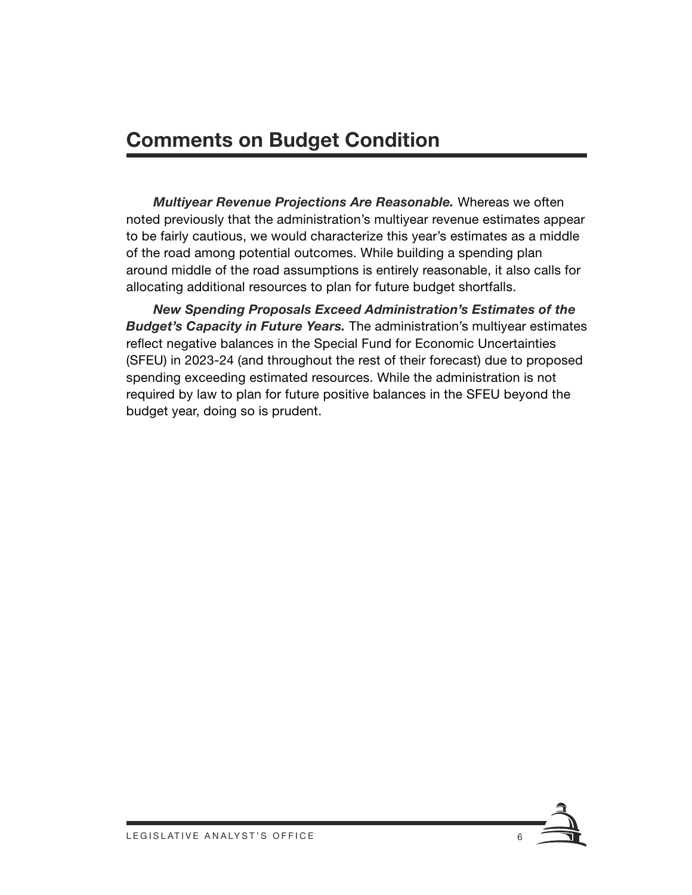## Comments on Budget Condition

***Multiyear Revenue Projections Are Reasonable.*** Whereas we often noted previously that the administration's multiyear revenue estimates appear to be fairly cautious, we would characterize this year's estimates as a middle of the road among potential outcomes. While building a spending plan around middle of the road assumptions is entirely reasonable, it also calls for allocating additional resources to plan for future budget shortfalls.

***New Spending Proposals Exceed Administration's Estimates of the Budget's Capacity in Future Years.*** The administration's multiyear estimates reflect negative balances in the Special Fund for Economic Uncertainties (SFEU) in 2023-24 (and throughout the rest of their forecast) due to proposed spending exceeding estimated resources. While the administration is not required by law to plan for future positive balances in the SFEU beyond the budget year, doing so is prudent.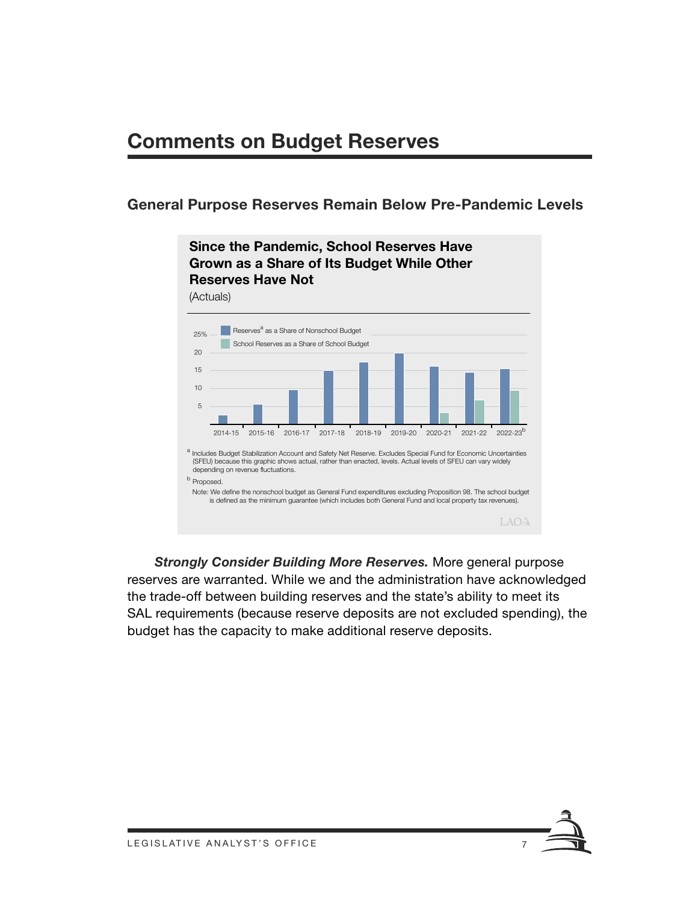# Comments on Budget Reserves

## General Purpose Reserves Remain Below Pre-Pandemic Levels

**Since the Pandemic, School Reserves Have Grown as a Share of Its Budget While Other Reserves Have Not**

(Actuals)

Reserves[a] as a Share of Nonschool Budget

School Reserves as a Share of School Budget

25%

20

15

10

5

2014-15
2015-16
2016-17
2017-18
2018-19
2019-20
2020-21
2021-22
2022-23[b]

[a] Includes Budget Stabilization Account and Safety Net Reserve. Excludes Special Fund for Economic Uncertainties (SFEU) because this graphic shows actual, rather than enacted, levels. Actual levels of SFEU can vary widely depending on revenue fluctuations.

[b] Proposed.

Note: We define the nonschool budget as General Fund expenditures excluding Proposition 98. The school budget is defined as the minimum guarantee (which includes both General Fund and local property tax revenues).

***Strongly Consider Building More Reserves.*** More general purpose reserves are warranted. While we and the administration have acknowledged the trade-off between building reserves and the state's ability to meet its SAL requirements (because reserve deposits are not excluded spending), the budget has the capacity to make additional reserve deposits.